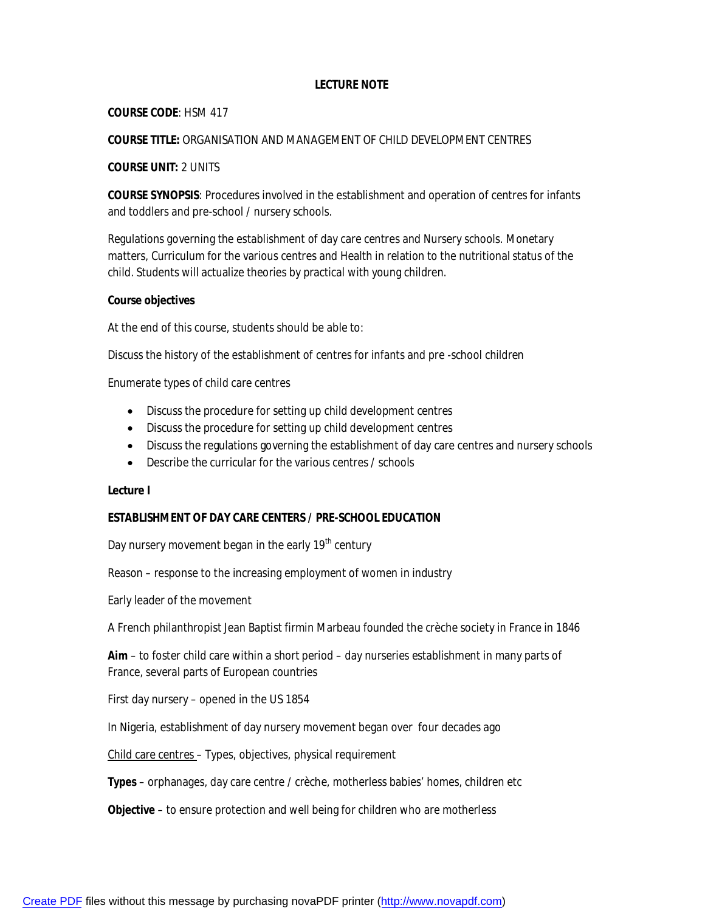# LECTURE NOTE

**COURSE CODE**: HSM 417

**COURSE TITLE:** ORGANISATION AND MANAGEMENT OF CHILD DEVELOPMENT CENTRES

**COURSE UNIT:** 2 UNITS

**COURSE SYNOPSIS**: Procedures involved in the establishment and operation of centres for infants and toddlers and pre-school / nursery schools.

Regulations governing the establishment of day care centres and Nursery schools. Monetary matters, Curriculum for the various centres and Health in relation to the nutritional status of the child. Students will actualize theories by practical with young children.

**Course objectives**

At the end of this course, students should be able to:

Discuss the history of the establishment of centres for infants and pre -school children

Enumerate types of child care centres

- Discuss the procedure for setting up child development centres
- Discuss the procedure for setting up child development centres
- Discuss the regulations governing the establishment of day care centres and nursery schools
- Describe the curricular for the various centres / schools

**Lecture I**

**ESTABLISHMENT OF DAY CARE CENTERS / PRE-SCHOOL EDUCATION**

Day nursery movement began in the early 19th century

Reason – response to the increasing employment of women in industry

Early leader of the movement

A French philanthropist Jean Baptist firmin Marbeau founded the crèche society in France in 1846

**Aim** – to foster child care within a short period – day nurseries establishment in many parts of France, several parts of European countries

First day nursery – opened in the US 1854

In Nigeria, establishment of day nursery movement began over four decades ago

<u>Child care centres</u> – Types, objectives, physical requirement

**Types** – orphanages, day care centre / crèche, motherless babies' homes, children etc

**Objective** – to ensure protection and well being for children who are motherless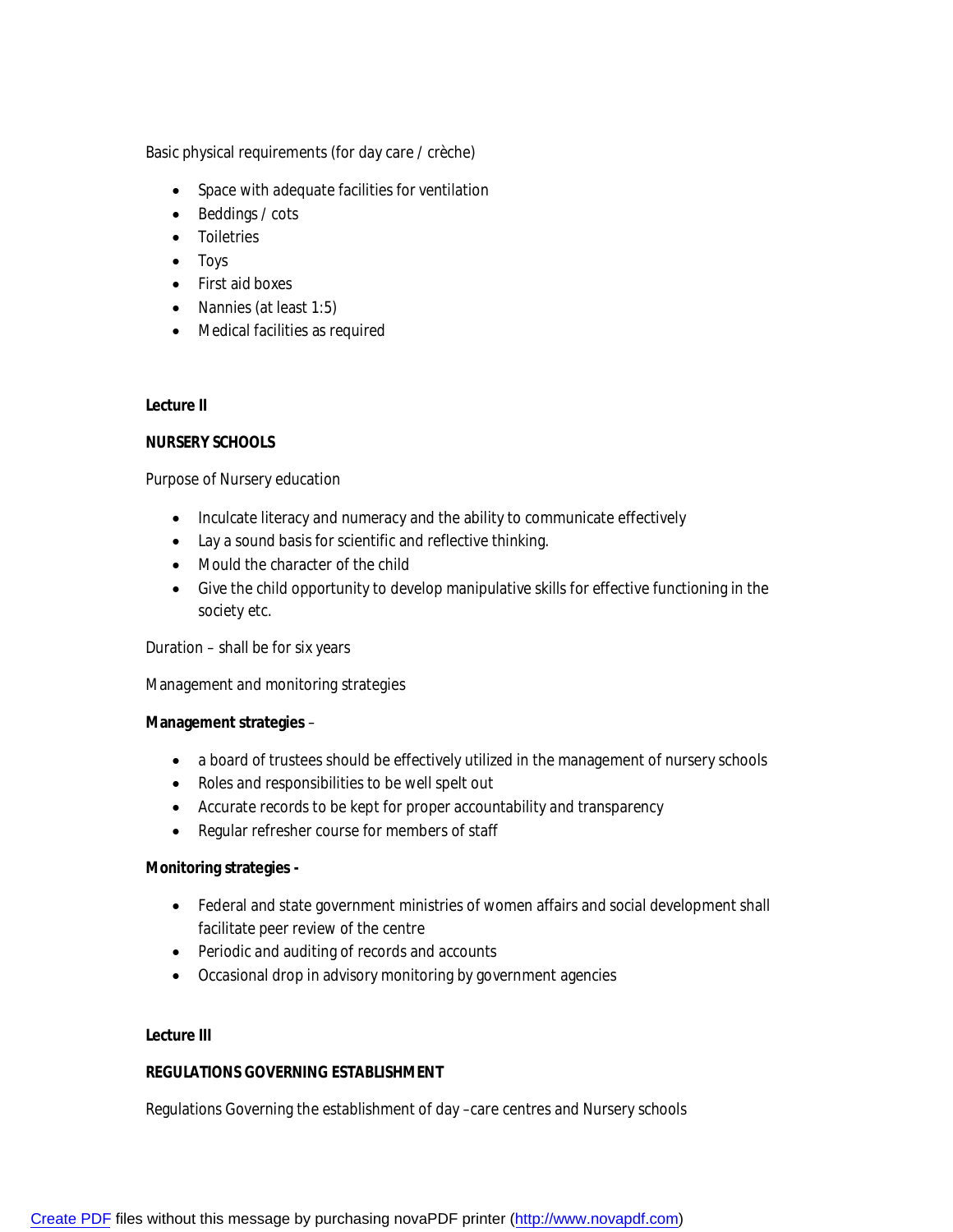Basic physical requirements (for day care / crèche)

- Space with adequate facilities for ventilation
- Beddings / cots
- Toiletries
- Toys
- First aid boxes
- Nannies (at least 1:5)
- Medical facilities as required

**Lecture II**

**NURSERY SCHOOLS**

Purpose of Nursery education

- Inculcate literacy and numeracy and the ability to communicate effectively
- Lay a sound basis for scientific and reflective thinking.
- Mould the character of the child
- Give the child opportunity to develop manipulative skills for effective functioning in the society etc.

Duration – shall be for six years

Management and monitoring strategies

**Management strategies** –

- a board of trustees should be effectively utilized in the management of nursery schools
- Roles and responsibilities to be well spelt out
- Accurate records to be kept for proper accountability and transparency
- Regular refresher course for members of staff

**Monitoring strategies -**

- Federal and state government ministries of women affairs and social development shall facilitate peer review of the centre
- Periodic and auditing of records and accounts
- Occasional drop in advisory monitoring by government agencies

**Lecture III**

**REGULATIONS GOVERNING ESTABLISHMENT**

Regulations Governing the establishment of day –care centres and Nursery schools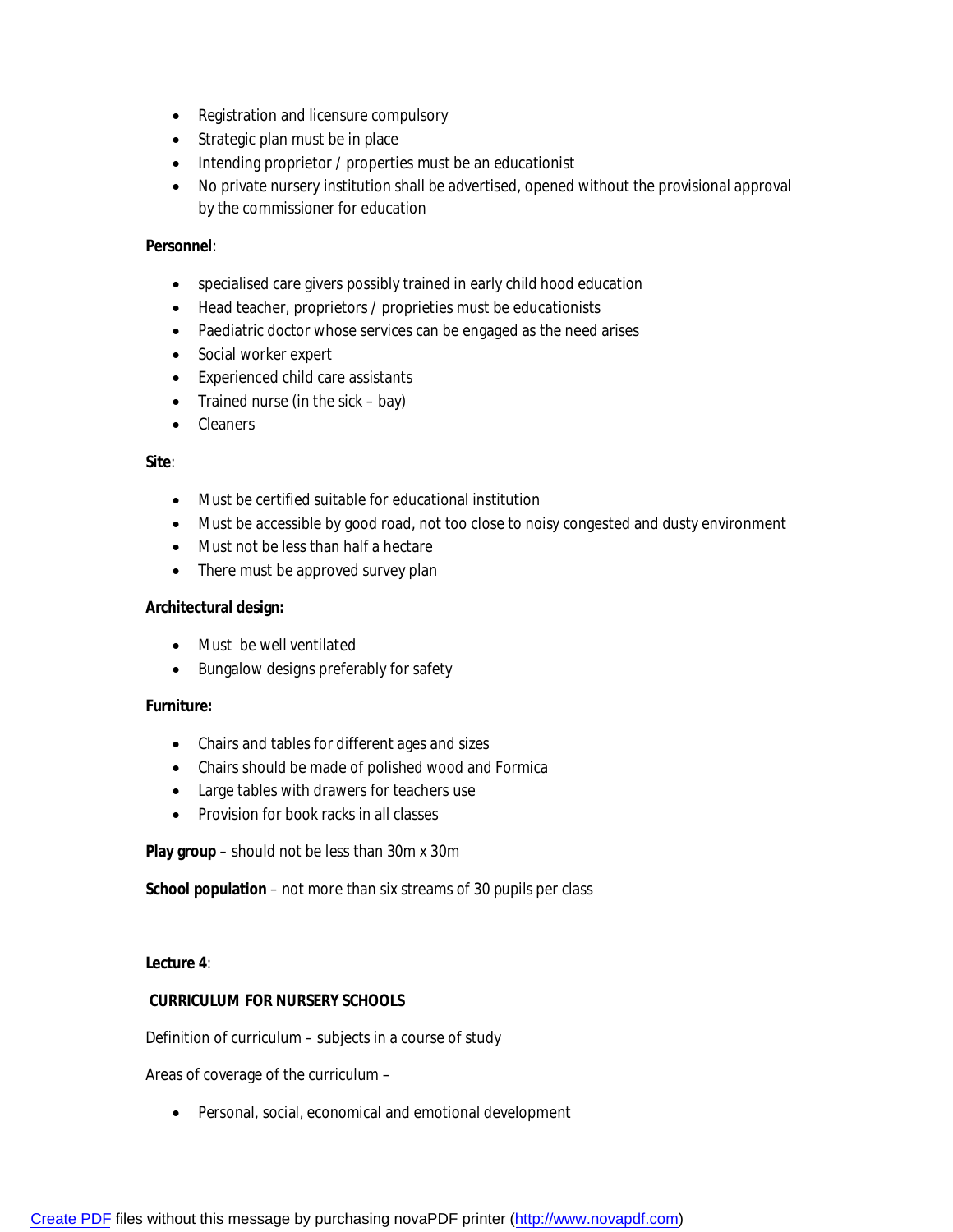- Registration and licensure compulsory
- Strategic plan must be in place
- Intending proprietor / properties must be an educationist
- No private nursery institution shall be advertised, opened without the provisional approval by the commissioner for education

**Personnel**:

- specialised care givers possibly trained in early child hood education
- Head teacher, proprietors / proprieties must be educationists
- Paediatric doctor whose services can be engaged as the need arises
- Social worker expert
- Experienced child care assistants
- Trained nurse (in the sick – bay)
- Cleaners

**Site**:

- Must be certified suitable for educational institution
- Must be accessible by good road, not too close to noisy congested and dusty environment
- Must not be less than half a hectare
- There must be approved survey plan

**Architectural design:**

- Must be well ventilated
- Bungalow designs preferably for safety

**Furniture:**

- Chairs and tables for different ages and sizes
- Chairs should be made of polished wood and Formica
- Large tables with drawers for teachers use
- Provision for book racks in all classes

**Play group** – should not be less than 30m x 30m

**School population** – not more than six streams of 30 pupils per class

**Lecture 4**:

**CURRICULUM FOR NURSERY SCHOOLS**

Definition of curriculum – subjects in a course of study

Areas of coverage of the curriculum –

- Personal, social, economical and emotional development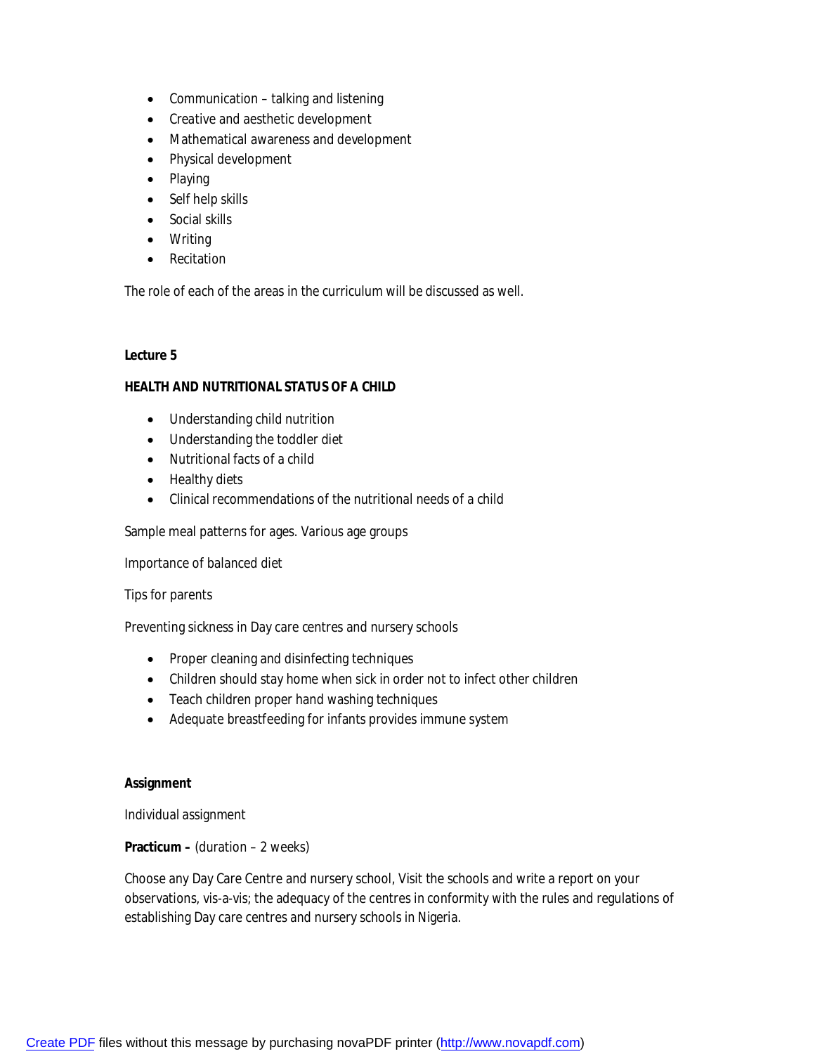- Communication – talking and listening
- Creative and aesthetic development
- Mathematical awareness and development
- Physical development
- Playing
- Self help skills
- Social skills
- Writing
- Recitation

The role of each of the areas in the curriculum will be discussed as well.

**Lecture 5**

**HEALTH AND NUTRITIONAL STATUS OF A CHILD**

- Understanding child nutrition
- Understanding the toddler diet
- Nutritional facts of a child
- Healthy diets
- Clinical recommendations of the nutritional needs of a child

Sample meal patterns for ages. Various age groups

Importance of balanced diet

Tips for parents

Preventing sickness in Day care centres and nursery schools

- Proper cleaning and disinfecting techniques
- Children should stay home when sick in order not to infect other children
- Teach children proper hand washing techniques
- Adequate breastfeeding for infants provides immune system

**Assignment**

Individual assignment

**Practicum –** (duration – 2 weeks)

Choose any Day Care Centre and nursery school, Visit the schools and write a report on your observations, vis-a-vis; the adequacy of the centres in conformity with the rules and regulations of establishing Day care centres and nursery schools in Nigeria.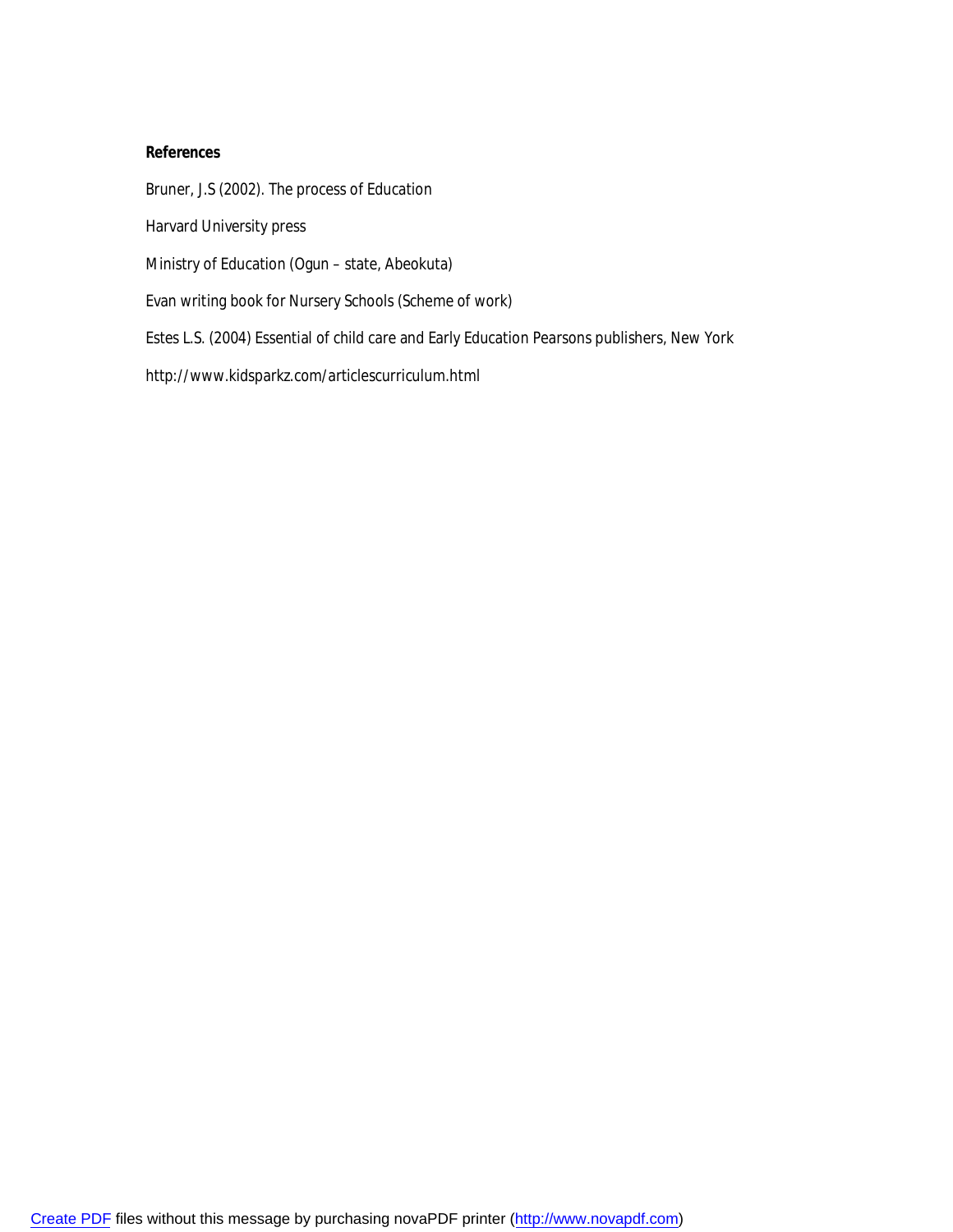**References**

Bruner, J.S (2002). The process of Education

Harvard University press

Ministry of Education (Ogun – state, Abeokuta)

Evan writing book for Nursery Schools (Scheme of work)

Estes L.S. (2004) Essential of child care and Early Education Pearsons publishers, New York

http://www.kidsparkz.com/articlescurriculum.html